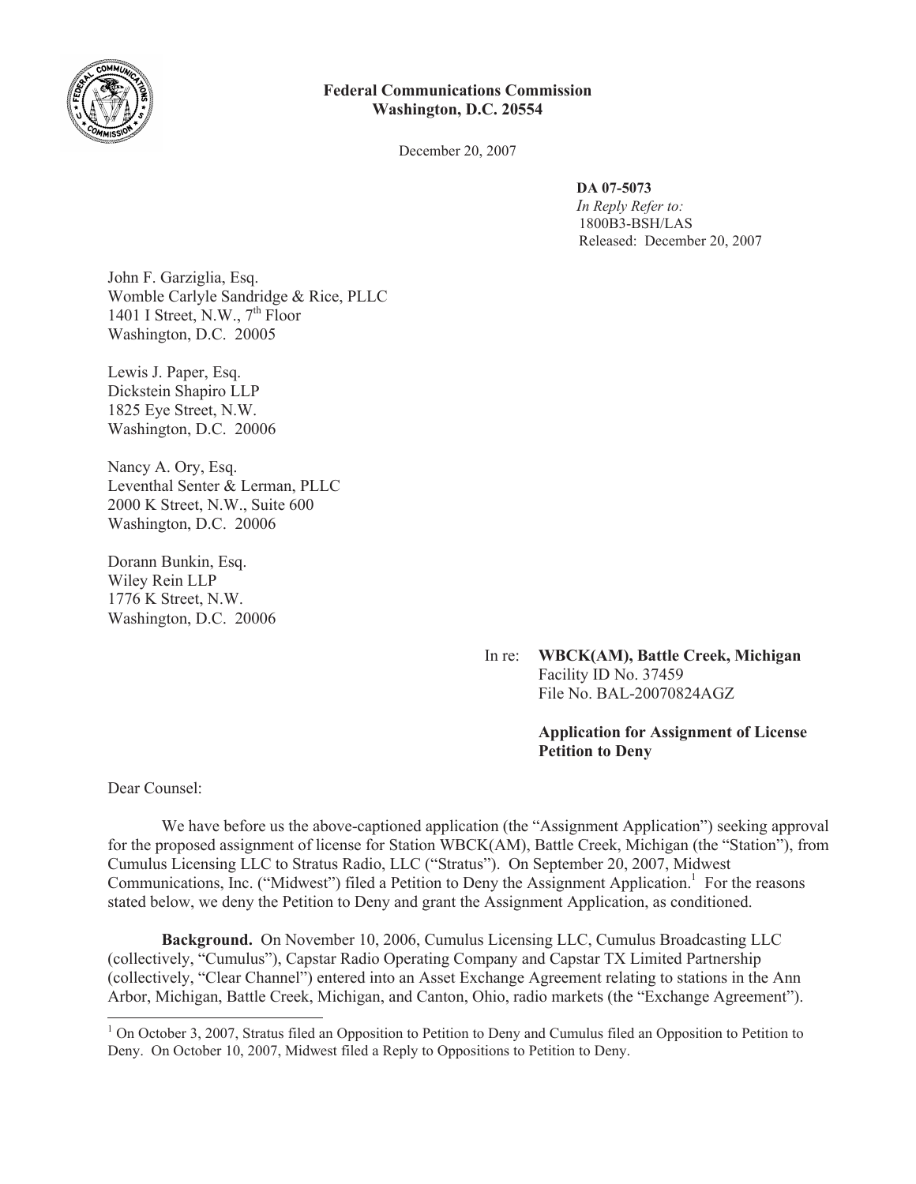**Federal Communications Commission**
**Washington, D.C. 20554**

December 20, 2007

**DA 07-5073**
*In Reply Refer to:*
1800B3-BSH/LAS
Released: December 20, 2007

John F. Garziglia, Esq.
Womble Carlyle Sandridge & Rice, PLLC
1401 I Street, N.W., 7th Floor
Washington, D.C. 20005

Lewis J. Paper, Esq.
Dickstein Shapiro LLP
1825 Eye Street, N.W.
Washington, D.C. 20006

Nancy A. Ory, Esq.
Leventhal Senter & Lerman, PLLC
2000 K Street, N.W., Suite 600
Washington, D.C. 20006

Dorann Bunkin, Esq.
Wiley Rein LLP
1776 K Street, N.W.
Washington, D.C. 20006

In re: **WBCK(AM), Battle Creek, Michigan**
Facility ID No. 37459
File No. BAL-20070824AGZ

**Application for Assignment of License**
**Petition to Deny**

Dear Counsel:

We have before us the above-captioned application (the "Assignment Application") seeking approval for the proposed assignment of license for Station WBCK(AM), Battle Creek, Michigan (the "Station"), from Cumulus Licensing LLC to Stratus Radio, LLC ("Stratus"). On September 20, 2007, Midwest Communications, Inc. ("Midwest") filed a Petition to Deny the Assignment Application.[1] For the reasons stated below, we deny the Petition to Deny and grant the Assignment Application, as conditioned.

**Background.** On November 10, 2006, Cumulus Licensing LLC, Cumulus Broadcasting LLC (collectively, "Cumulus"), Capstar Radio Operating Company and Capstar TX Limited Partnership (collectively, "Clear Channel") entered into an Asset Exchange Agreement relating to stations in the Ann Arbor, Michigan, Battle Creek, Michigan, and Canton, Ohio, radio markets (the "Exchange Agreement").

[1] On October 3, 2007, Stratus filed an Opposition to Petition to Deny and Cumulus filed an Opposition to Petition to Deny. On October 10, 2007, Midwest filed a Reply to Oppositions to Petition to Deny.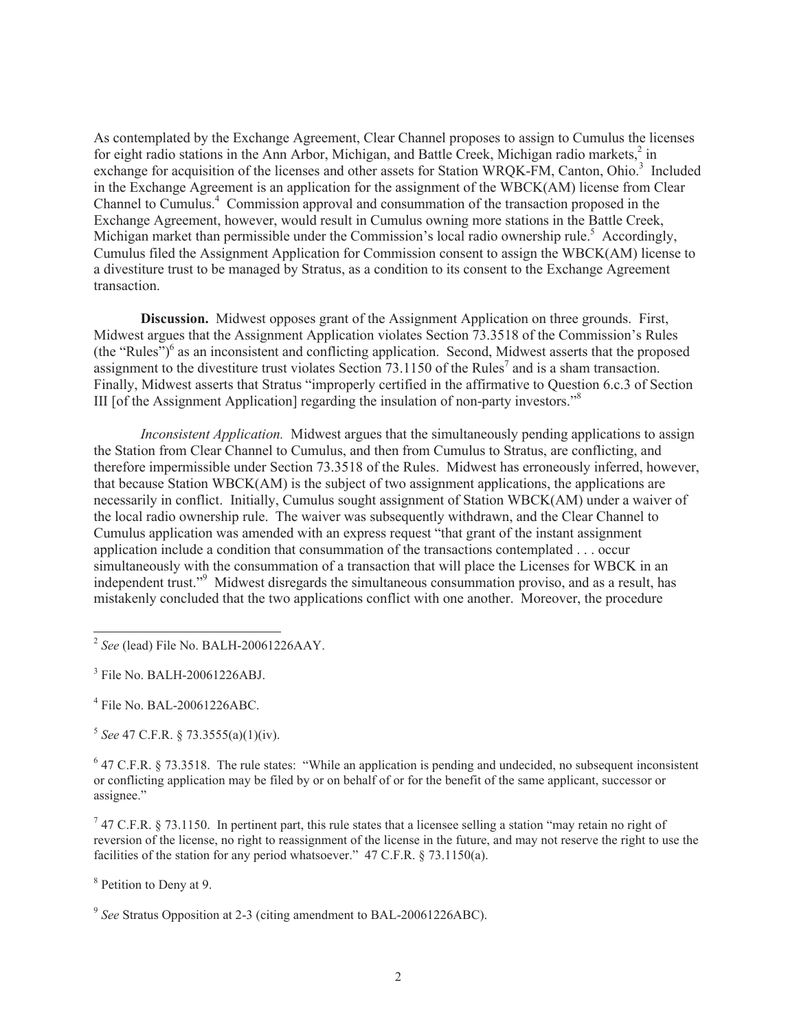As contemplated by the Exchange Agreement, Clear Channel proposes to assign to Cumulus the licenses for eight radio stations in the Ann Arbor, Michigan, and Battle Creek, Michigan radio markets,[2] in exchange for acquisition of the licenses and other assets for Station WRQK-FM, Canton, Ohio.[3] Included in the Exchange Agreement is an application for the assignment of the WBCK(AM) license from Clear Channel to Cumulus.[4] Commission approval and consummation of the transaction proposed in the Exchange Agreement, however, would result in Cumulus owning more stations in the Battle Creek, Michigan market than permissible under the Commission's local radio ownership rule.[5] Accordingly, Cumulus filed the Assignment Application for Commission consent to assign the WBCK(AM) license to a divestiture trust to be managed by Stratus, as a condition to its consent to the Exchange Agreement transaction.

**Discussion.** Midwest opposes grant of the Assignment Application on three grounds. First, Midwest argues that the Assignment Application violates Section 73.3518 of the Commission's Rules (the "Rules")[6] as an inconsistent and conflicting application. Second, Midwest asserts that the proposed assignment to the divestiture trust violates Section 73.1150 of the Rules[7] and is a sham transaction. Finally, Midwest asserts that Stratus "improperly certified in the affirmative to Question 6.c.3 of Section III [of the Assignment Application] regarding the insulation of non-party investors."[8]

*Inconsistent Application.* Midwest argues that the simultaneously pending applications to assign the Station from Clear Channel to Cumulus, and then from Cumulus to Stratus, are conflicting, and therefore impermissible under Section 73.3518 of the Rules. Midwest has erroneously inferred, however, that because Station WBCK(AM) is the subject of two assignment applications, the applications are necessarily in conflict. Initially, Cumulus sought assignment of Station WBCK(AM) under a waiver of the local radio ownership rule. The waiver was subsequently withdrawn, and the Clear Channel to Cumulus application was amended with an express request "that grant of the instant assignment application include a condition that consummation of the transactions contemplated . . . occur simultaneously with the consummation of a transaction that will place the Licenses for WBCK in an independent trust."[9] Midwest disregards the simultaneous consummation proviso, and as a result, has mistakenly concluded that the two applications conflict with one another. Moreover, the procedure

---

[2] *See* (lead) File No. BALH-20061226AAY.

[3] File No. BALH-20061226ABJ.

[4] File No. BAL-20061226ABC.

[5] *See* 47 C.F.R. § 73.3555(a)(1)(iv).

[6] 47 C.F.R. § 73.3518. The rule states: "While an application is pending and undecided, no subsequent inconsistent or conflicting application may be filed by or on behalf of or for the benefit of the same applicant, successor or assignee."

[7] 47 C.F.R. § 73.1150. In pertinent part, this rule states that a licensee selling a station "may retain no right of reversion of the license, no right to reassignment of the license in the future, and may not reserve the right to use the facilities of the station for any period whatsoever." 47 C.F.R. § 73.1150(a).

[8] Petition to Deny at 9.

[9] *See* Stratus Opposition at 2-3 (citing amendment to BAL-20061226ABC).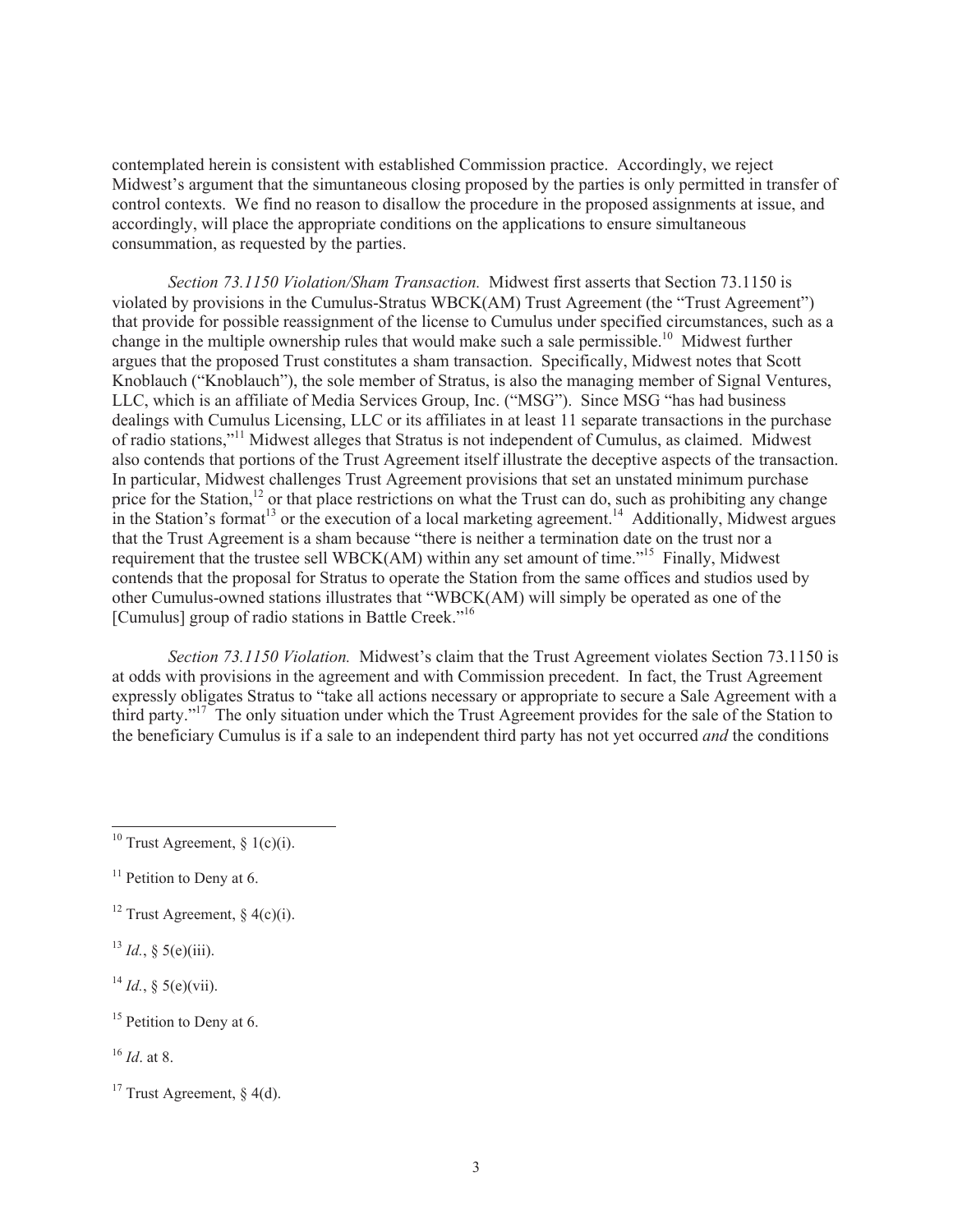contemplated herein is consistent with established Commission practice. Accordingly, we reject Midwest's argument that the simuntaneous closing proposed by the parties is only permitted in transfer of control contexts. We find no reason to disallow the procedure in the proposed assignments at issue, and accordingly, will place the appropriate conditions on the applications to ensure simultaneous consummation, as requested by the parties.

*Section 73.1150 Violation/Sham Transaction.* Midwest first asserts that Section 73.1150 is violated by provisions in the Cumulus-Stratus WBCK(AM) Trust Agreement (the "Trust Agreement") that provide for possible reassignment of the license to Cumulus under specified circumstances, such as a change in the multiple ownership rules that would make such a sale permissible.[10] Midwest further argues that the proposed Trust constitutes a sham transaction. Specifically, Midwest notes that Scott Knoblauch ("Knoblauch"), the sole member of Stratus, is also the managing member of Signal Ventures, LLC, which is an affiliate of Media Services Group, Inc. ("MSG"). Since MSG "has had business dealings with Cumulus Licensing, LLC or its affiliates in at least 11 separate transactions in the purchase of radio stations,"[11] Midwest alleges that Stratus is not independent of Cumulus, as claimed. Midwest also contends that portions of the Trust Agreement itself illustrate the deceptive aspects of the transaction. In particular, Midwest challenges Trust Agreement provisions that set an unstated minimum purchase price for the Station,[12] or that place restrictions on what the Trust can do, such as prohibiting any change in the Station's format[13] or the execution of a local marketing agreement.[14] Additionally, Midwest argues that the Trust Agreement is a sham because "there is neither a termination date on the trust nor a requirement that the trustee sell WBCK(AM) within any set amount of time."[15] Finally, Midwest contends that the proposal for Stratus to operate the Station from the same offices and studios used by other Cumulus-owned stations illustrates that "WBCK(AM) will simply be operated as one of the [Cumulus] group of radio stations in Battle Creek."[16]

*Section 73.1150 Violation.* Midwest's claim that the Trust Agreement violates Section 73.1150 is at odds with provisions in the agreement and with Commission precedent. In fact, the Trust Agreement expressly obligates Stratus to "take all actions necessary or appropriate to secure a Sale Agreement with a third party."[17] The only situation under which the Trust Agreement provides for the sale of the Station to the beneficiary Cumulus is if a sale to an independent third party has not yet occurred *and* the conditions

---

[10] Trust Agreement, § 1(c)(i).

[11] Petition to Deny at 6.

[12] Trust Agreement, § 4(c)(i).

[13] *Id.*, § 5(e)(iii).

[14] *Id.*, § 5(e)(vii).

[15] Petition to Deny at 6.

[16] *Id*. at 8.

[17] Trust Agreement, § 4(d).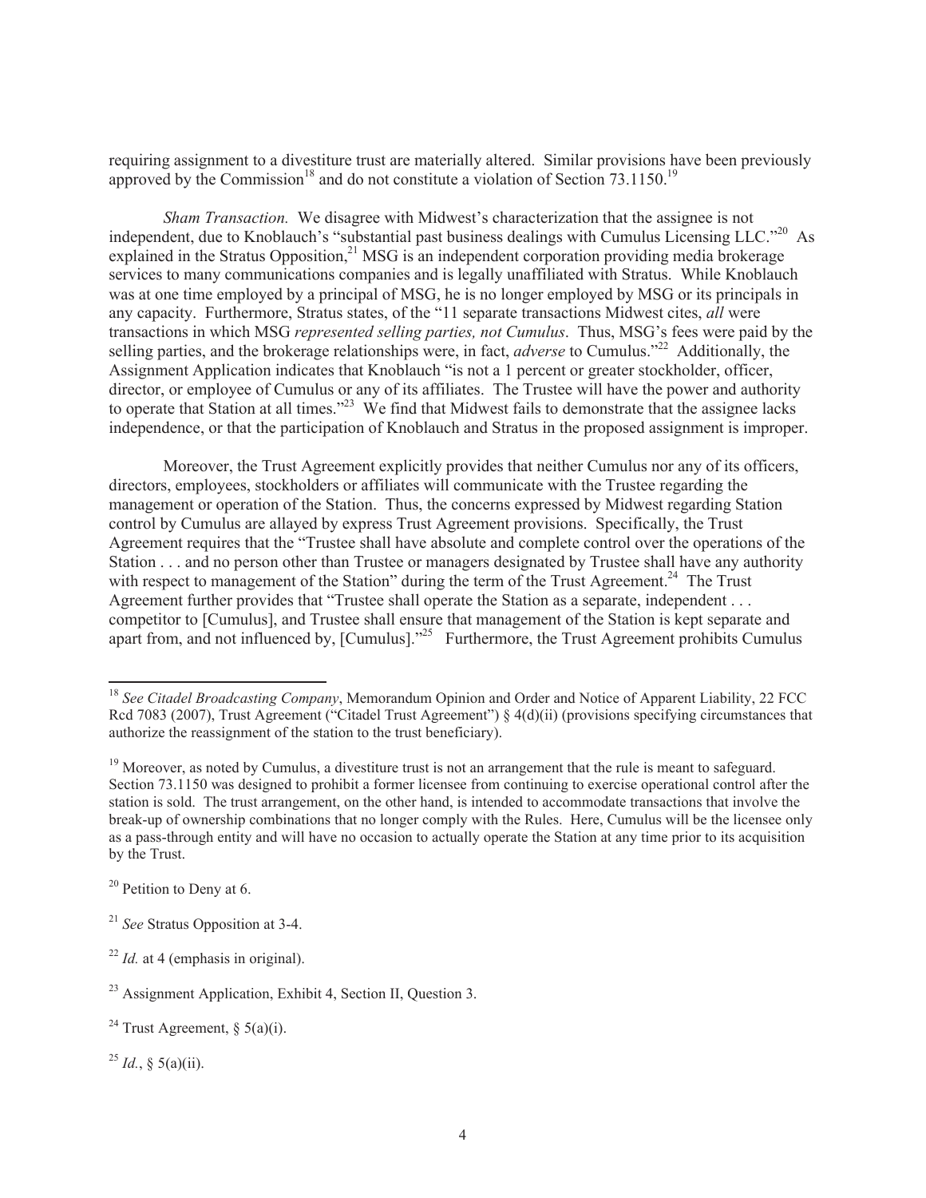requiring assignment to a divestiture trust are materially altered. Similar provisions have been previously approved by the Commission[18] and do not constitute a violation of Section 73.1150.[19]

*Sham Transaction.* We disagree with Midwest's characterization that the assignee is not independent, due to Knoblauch's "substantial past business dealings with Cumulus Licensing LLC."[20] As explained in the Stratus Opposition,[21] MSG is an independent corporation providing media brokerage services to many communications companies and is legally unaffiliated with Stratus. While Knoblauch was at one time employed by a principal of MSG, he is no longer employed by MSG or its principals in any capacity. Furthermore, Stratus states, of the "11 separate transactions Midwest cites, *all* were transactions in which MSG *represented selling parties, not Cumulus*. Thus, MSG's fees were paid by the selling parties, and the brokerage relationships were, in fact, *adverse* to Cumulus."[22] Additionally, the Assignment Application indicates that Knoblauch "is not a 1 percent or greater stockholder, officer, director, or employee of Cumulus or any of its affiliates. The Trustee will have the power and authority to operate that Station at all times."[23] We find that Midwest fails to demonstrate that the assignee lacks independence, or that the participation of Knoblauch and Stratus in the proposed assignment is improper.

Moreover, the Trust Agreement explicitly provides that neither Cumulus nor any of its officers, directors, employees, stockholders or affiliates will communicate with the Trustee regarding the management or operation of the Station. Thus, the concerns expressed by Midwest regarding Station control by Cumulus are allayed by express Trust Agreement provisions. Specifically, the Trust Agreement requires that the "Trustee shall have absolute and complete control over the operations of the Station . . . and no person other than Trustee or managers designated by Trustee shall have any authority with respect to management of the Station" during the term of the Trust Agreement.[24] The Trust Agreement further provides that "Trustee shall operate the Station as a separate, independent . . . competitor to [Cumulus], and Trustee shall ensure that management of the Station is kept separate and apart from, and not influenced by, [Cumulus]."[25] Furthermore, the Trust Agreement prohibits Cumulus

---

[18] *See Citadel Broadcasting Company*, Memorandum Opinion and Order and Notice of Apparent Liability, 22 FCC Rcd 7083 (2007), Trust Agreement ("Citadel Trust Agreement") § 4(d)(ii) (provisions specifying circumstances that authorize the reassignment of the station to the trust beneficiary).

[19] Moreover, as noted by Cumulus, a divestiture trust is not an arrangement that the rule is meant to safeguard. Section 73.1150 was designed to prohibit a former licensee from continuing to exercise operational control after the station is sold. The trust arrangement, on the other hand, is intended to accommodate transactions that involve the break-up of ownership combinations that no longer comply with the Rules. Here, Cumulus will be the licensee only as a pass-through entity and will have no occasion to actually operate the Station at any time prior to its acquisition by the Trust.

[20] Petition to Deny at 6.

[21] *See* Stratus Opposition at 3-4.

[22] *Id.* at 4 (emphasis in original).

[23] Assignment Application, Exhibit 4, Section II, Question 3.

[24] Trust Agreement, § 5(a)(i).

[25] *Id.*, § 5(a)(ii).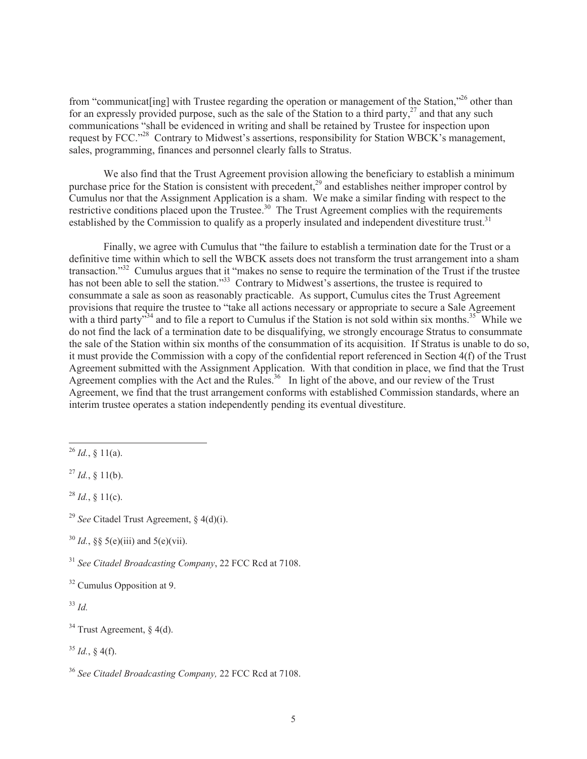from "communicat[ing] with Trustee regarding the operation or management of the Station,"[26] other than for an expressly provided purpose, such as the sale of the Station to a third party,[27] and that any such communications "shall be evidenced in writing and shall be retained by Trustee for inspection upon request by FCC."[28] Contrary to Midwest's assertions, responsibility for Station WBCK's management, sales, programming, finances and personnel clearly falls to Stratus.

We also find that the Trust Agreement provision allowing the beneficiary to establish a minimum purchase price for the Station is consistent with precedent,[29] and establishes neither improper control by Cumulus nor that the Assignment Application is a sham. We make a similar finding with respect to the restrictive conditions placed upon the Trustee.[30] The Trust Agreement complies with the requirements established by the Commission to qualify as a properly insulated and independent divestiture trust.[31]

Finally, we agree with Cumulus that "the failure to establish a termination date for the Trust or a definitive time within which to sell the WBCK assets does not transform the trust arrangement into a sham transaction."[32] Cumulus argues that it "makes no sense to require the termination of the Trust if the trustee has not been able to sell the station."[33] Contrary to Midwest's assertions, the trustee is required to consummate a sale as soon as reasonably practicable. As support, Cumulus cites the Trust Agreement provisions that require the trustee to "take all actions necessary or appropriate to secure a Sale Agreement with a third party"[34] and to file a report to Cumulus if the Station is not sold within six months.[35] While we do not find the lack of a termination date to be disqualifying, we strongly encourage Stratus to consummate the sale of the Station within six months of the consummation of its acquisition. If Stratus is unable to do so, it must provide the Commission with a copy of the confidential report referenced in Section 4(f) of the Trust Agreement submitted with the Assignment Application. With that condition in place, we find that the Trust Agreement complies with the Act and the Rules.[36] In light of the above, and our review of the Trust Agreement, we find that the trust arrangement conforms with established Commission standards, where an interim trustee operates a station independently pending its eventual divestiture.

---

[26] *Id.*, § 11(a).

[27] *Id.*, § 11(b).

[28] *Id.*, § 11(c).

[29] *See* Citadel Trust Agreement, § 4(d)(i).

[30] *Id.*, §§ 5(e)(iii) and 5(e)(vii).

[31] *See Citadel Broadcasting Company*, 22 FCC Rcd at 7108.

[32] Cumulus Opposition at 9.

[33] *Id.*

[34] Trust Agreement, § 4(d).

[35] *Id.*, § 4(f).

[36] *See Citadel Broadcasting Company,* 22 FCC Rcd at 7108.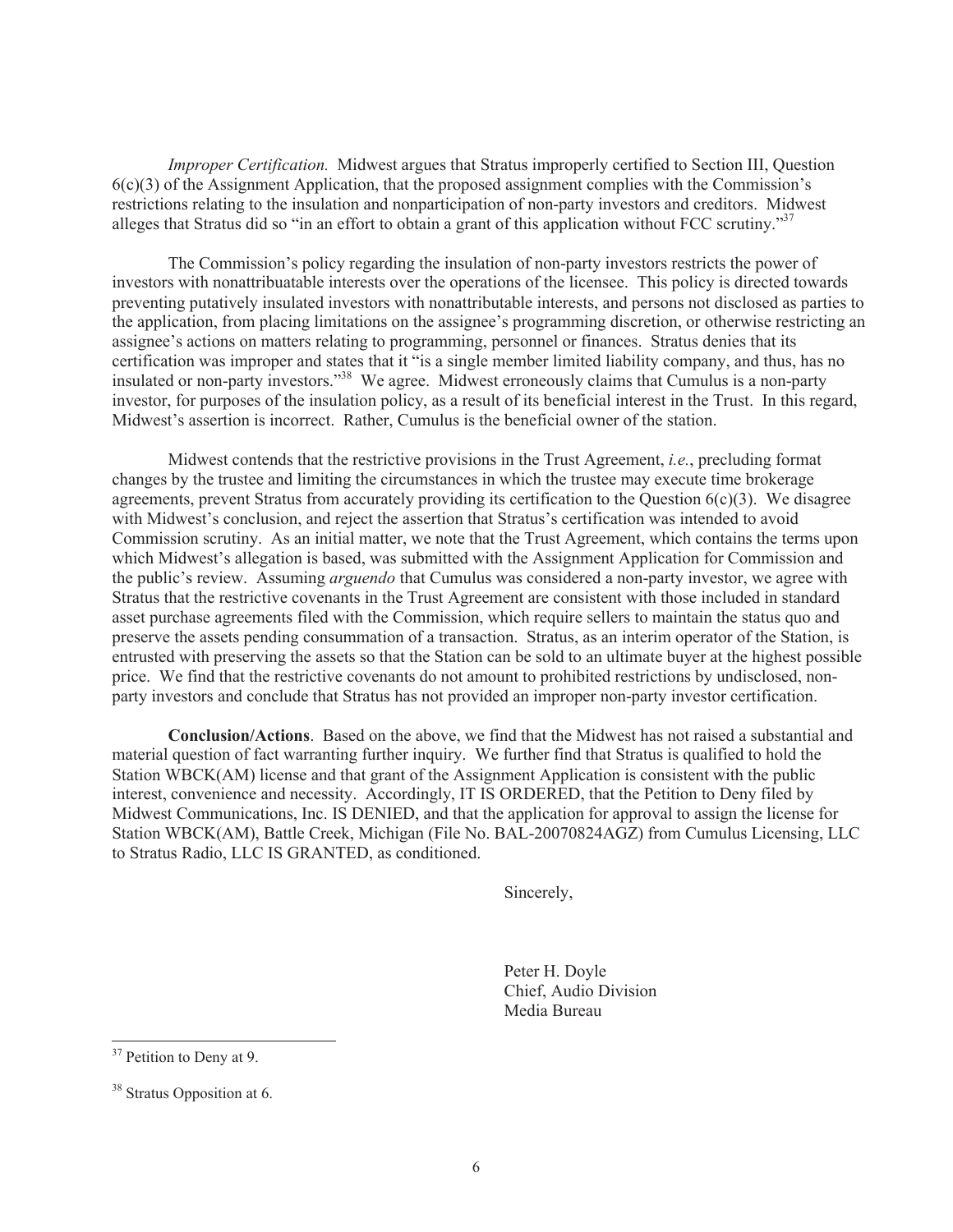*Improper Certification.* Midwest argues that Stratus improperly certified to Section III, Question 6(c)(3) of the Assignment Application, that the proposed assignment complies with the Commission's restrictions relating to the insulation and nonparticipation of non-party investors and creditors. Midwest alleges that Stratus did so "in an effort to obtain a grant of this application without FCC scrutiny."[37]

The Commission's policy regarding the insulation of non-party investors restricts the power of investors with nonattribuatable interests over the operations of the licensee. This policy is directed towards preventing putatively insulated investors with nonattributable interests, and persons not disclosed as parties to the application, from placing limitations on the assignee's programming discretion, or otherwise restricting an assignee's actions on matters relating to programming, personnel or finances. Stratus denies that its certification was improper and states that it "is a single member limited liability company, and thus, has no insulated or non-party investors."[38] We agree. Midwest erroneously claims that Cumulus is a non-party investor, for purposes of the insulation policy, as a result of its beneficial interest in the Trust. In this regard, Midwest's assertion is incorrect. Rather, Cumulus is the beneficial owner of the station.

Midwest contends that the restrictive provisions in the Trust Agreement, *i.e.*, precluding format changes by the trustee and limiting the circumstances in which the trustee may execute time brokerage agreements, prevent Stratus from accurately providing its certification to the Question 6(c)(3). We disagree with Midwest's conclusion, and reject the assertion that Stratus's certification was intended to avoid Commission scrutiny. As an initial matter, we note that the Trust Agreement, which contains the terms upon which Midwest's allegation is based, was submitted with the Assignment Application for Commission and the public's review. Assuming *arguendo* that Cumulus was considered a non-party investor, we agree with Stratus that the restrictive covenants in the Trust Agreement are consistent with those included in standard asset purchase agreements filed with the Commission, which require sellers to maintain the status quo and preserve the assets pending consummation of a transaction. Stratus, as an interim operator of the Station, is entrusted with preserving the assets so that the Station can be sold to an ultimate buyer at the highest possible price. We find that the restrictive covenants do not amount to prohibited restrictions by undisclosed, non-party investors and conclude that Stratus has not provided an improper non-party investor certification.

**Conclusion/Actions**. Based on the above, we find that the Midwest has not raised a substantial and material question of fact warranting further inquiry. We further find that Stratus is qualified to hold the Station WBCK(AM) license and that grant of the Assignment Application is consistent with the public interest, convenience and necessity. Accordingly, IT IS ORDERED, that the Petition to Deny filed by Midwest Communications, Inc. IS DENIED, and that the application for approval to assign the license for Station WBCK(AM), Battle Creek, Michigan (File No. BAL-20070824AGZ) from Cumulus Licensing, LLC to Stratus Radio, LLC IS GRANTED, as conditioned.

Sincerely,

Peter H. Doyle
Chief, Audio Division
Media Bureau

---

[37] Petition to Deny at 9.

[38] Stratus Opposition at 6.